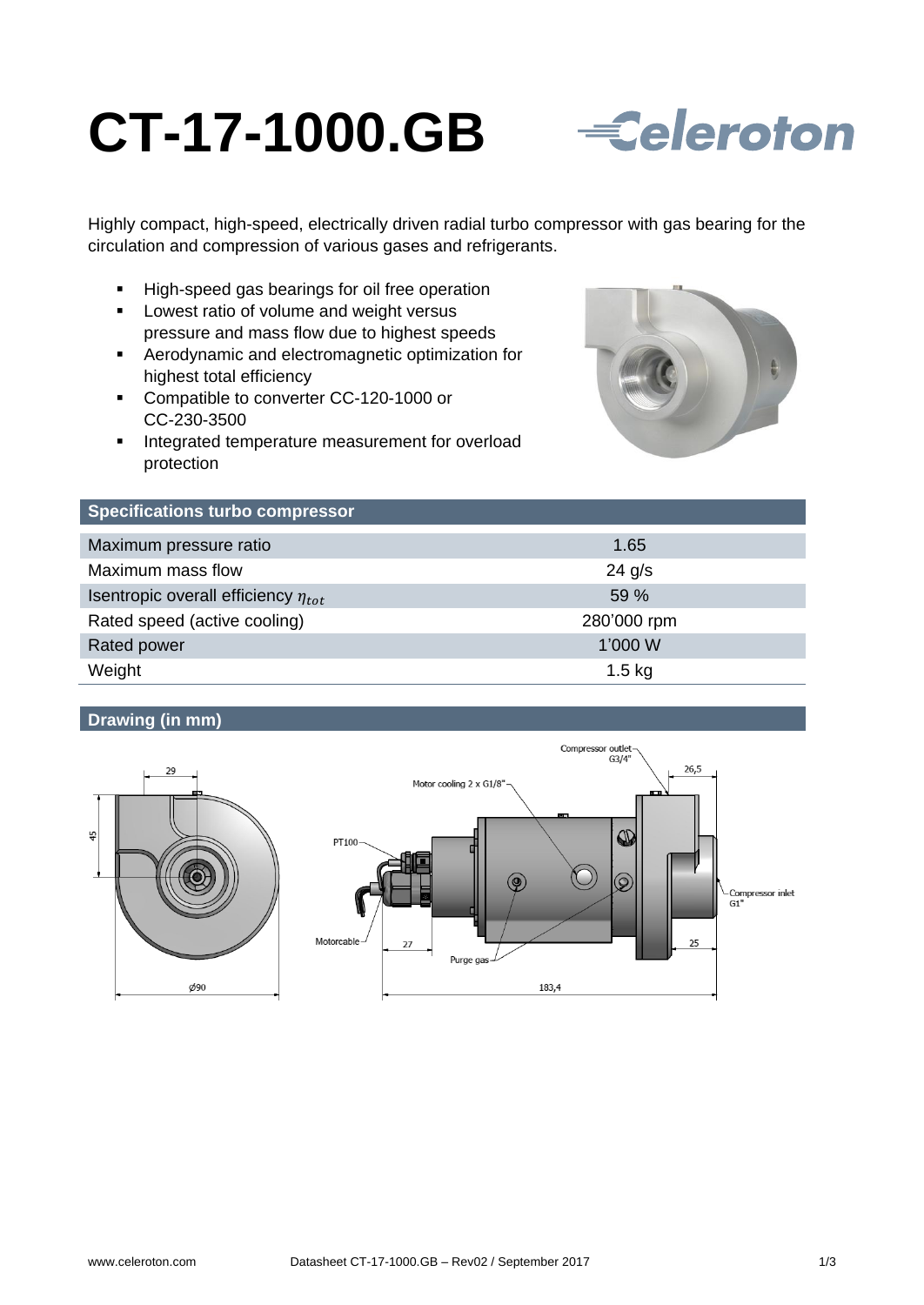# CT-17-1000.GB

Celeroton

Highly compact, high-speed, electrically driven radial turbo compressor with gas bearing for the circulation and compression of various gases and refrigerants.

- High-speed gas bearings for oil free operation
- Lowest ratio of volume and weight versus pressure and mass flow due to highest speeds
- Aerodynamic and electromagnetic optimization for highest total efficiency
- Compatible to converter CC-120-1000 or CC-230-3500
- Integrated temperature measurement for overload protection

## Specifications turbo compressor

| Specifications turbo compressor | |
|---|---|
| Maximum pressure ratio | 1.65 |
| Maximum mass flow | 24 g/s |
| Isentropic overall efficiency $\eta_{tot}$ | 59 % |
| Rated speed (active cooling) | 280'000 rpm |
| Rated power | 1'000 W |
| Weight | 1.5 kg |

## Drawing (in mm)

29

45

Ø90

Compressor outlet G3/4"

Motor cooling 2 x G1/8"

26,5

PT100

Compressor inlet G1"

Motorcable

27

25

Purge gas

183,4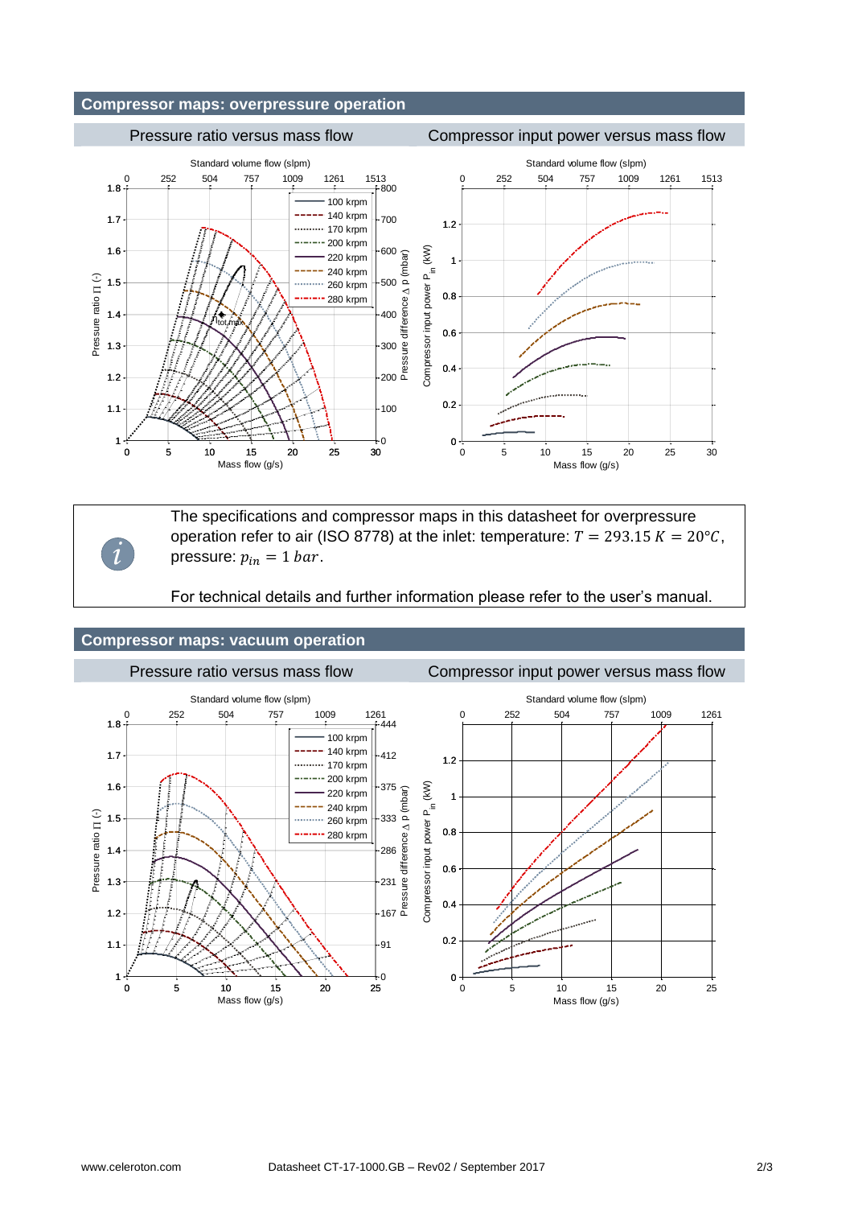## Compressor maps: overpressure operation

### Pressure ratio versus mass flow

### Compressor input power versus mass flow

The specifications and compressor maps in this datasheet for overpressure operation refer to air (ISO 8778) at the inlet: temperature: $T = 293.15\ K = 20°C$, pressure: $p_{in} = 1\ bar$.

For technical details and further information please refer to the user's manual.

## Compressor maps: vacuum operation

### Pressure ratio versus mass flow

### Compressor input power versus mass flow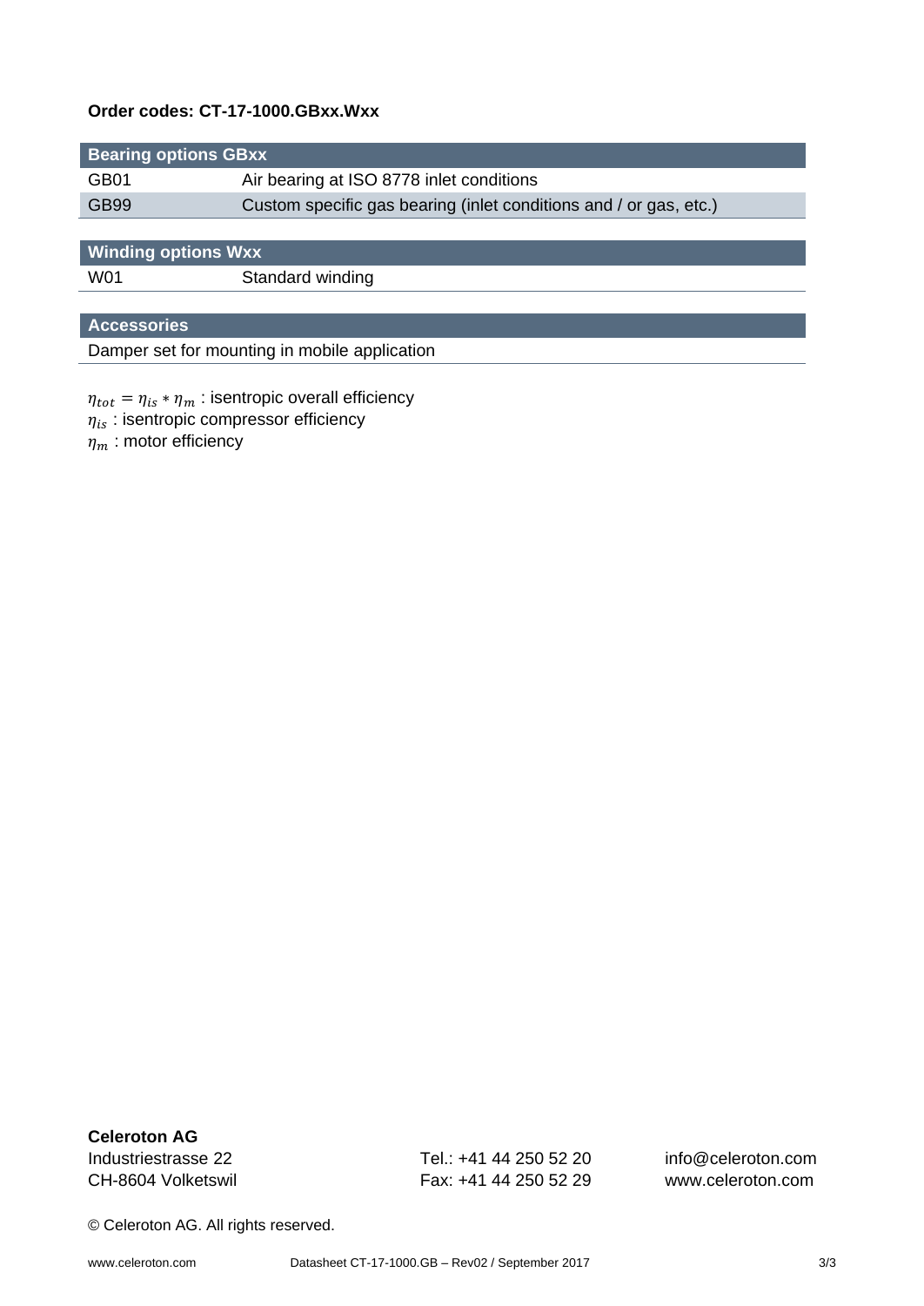**Order codes: CT-17-1000.GBxx.Wxx**

| Bearing options GBxx | |
|---|---|
| GB01 | Air bearing at ISO 8778 inlet conditions |
| GB99 | Custom specific gas bearing (inlet conditions and / or gas, etc.) |

| Winding options Wxx | |
|---|---|
| W01 | Standard winding |

| Accessories |
|---|
| Damper set for mounting in mobile application |

$\eta_{tot} = \eta_{is} * \eta_m$ : isentropic overall efficiency
$\eta_{is}$ : isentropic compressor efficiency
$\eta_m$ : motor efficiency

**Celeroton AG**
Industriestrasse 22
CH-8604 Volketswil

Tel.: +41 44 250 52 20
Fax: +41 44 250 52 29

info@celeroton.com
www.celeroton.com

© Celeroton AG. All rights reserved.